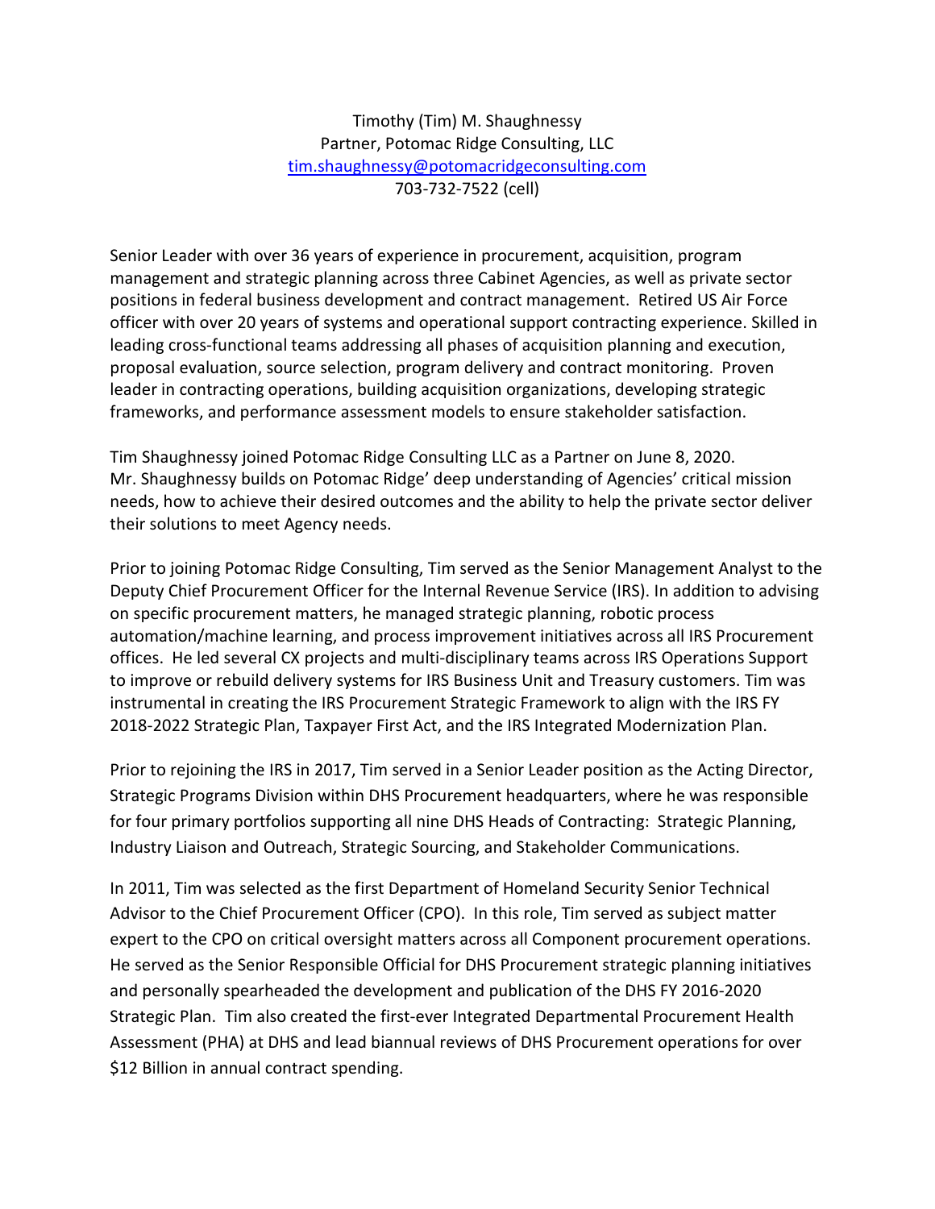Timothy (Tim) M. Shaughnessy
Partner, Potomac Ridge Consulting, LLC
[tim.shaughnessy@potomacridgeconsulting.com](mailto:tim.shaughnessy@potomacridgeconsulting.com)
703-732-7522 (cell)

Senior Leader with over 36 years of experience in procurement, acquisition, program management and strategic planning across three Cabinet Agencies, as well as private sector positions in federal business development and contract management. Retired US Air Force officer with over 20 years of systems and operational support contracting experience. Skilled in leading cross-functional teams addressing all phases of acquisition planning and execution, proposal evaluation, source selection, program delivery and contract monitoring. Proven leader in contracting operations, building acquisition organizations, developing strategic frameworks, and performance assessment models to ensure stakeholder satisfaction.

Tim Shaughnessy joined Potomac Ridge Consulting LLC as a Partner on June 8, 2020. Mr. Shaughnessy builds on Potomac Ridge' deep understanding of Agencies' critical mission needs, how to achieve their desired outcomes and the ability to help the private sector deliver their solutions to meet Agency needs.

Prior to joining Potomac Ridge Consulting, Tim served as the Senior Management Analyst to the Deputy Chief Procurement Officer for the Internal Revenue Service (IRS). In addition to advising on specific procurement matters, he managed strategic planning, robotic process automation/machine learning, and process improvement initiatives across all IRS Procurement offices. He led several CX projects and multi-disciplinary teams across IRS Operations Support to improve or rebuild delivery systems for IRS Business Unit and Treasury customers. Tim was instrumental in creating the IRS Procurement Strategic Framework to align with the IRS FY 2018-2022 Strategic Plan, Taxpayer First Act, and the IRS Integrated Modernization Plan.

Prior to rejoining the IRS in 2017, Tim served in a Senior Leader position as the Acting Director, Strategic Programs Division within DHS Procurement headquarters, where he was responsible for four primary portfolios supporting all nine DHS Heads of Contracting: Strategic Planning, Industry Liaison and Outreach, Strategic Sourcing, and Stakeholder Communications.

In 2011, Tim was selected as the first Department of Homeland Security Senior Technical Advisor to the Chief Procurement Officer (CPO). In this role, Tim served as subject matter expert to the CPO on critical oversight matters across all Component procurement operations. He served as the Senior Responsible Official for DHS Procurement strategic planning initiatives and personally spearheaded the development and publication of the DHS FY 2016-2020 Strategic Plan. Tim also created the first-ever Integrated Departmental Procurement Health Assessment (PHA) at DHS and lead biannual reviews of DHS Procurement operations for over $12 Billion in annual contract spending.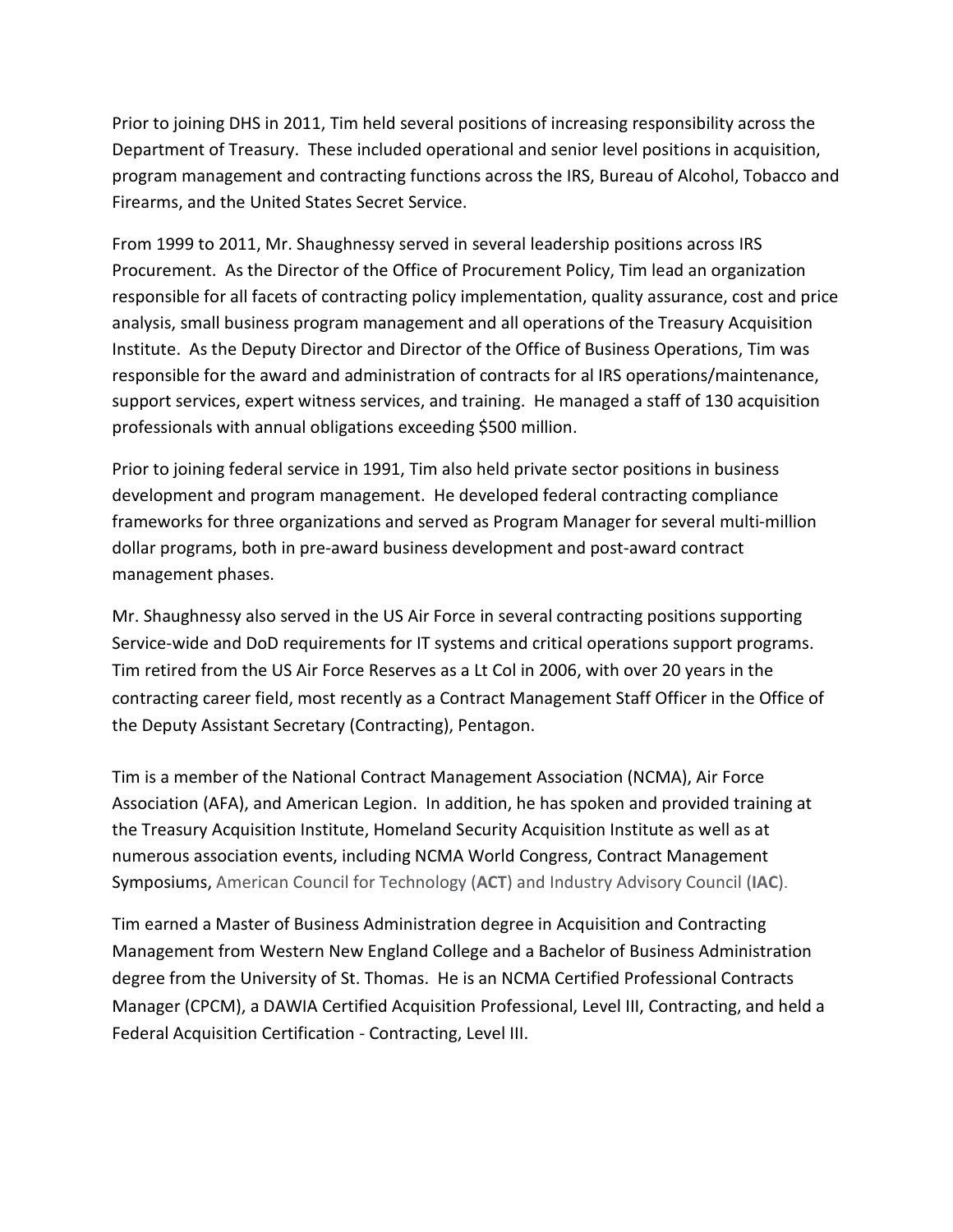Prior to joining DHS in 2011, Tim held several positions of increasing responsibility across the Department of Treasury. These included operational and senior level positions in acquisition, program management and contracting functions across the IRS, Bureau of Alcohol, Tobacco and Firearms, and the United States Secret Service.

From 1999 to 2011, Mr. Shaughnessy served in several leadership positions across IRS Procurement. As the Director of the Office of Procurement Policy, Tim lead an organization responsible for all facets of contracting policy implementation, quality assurance, cost and price analysis, small business program management and all operations of the Treasury Acquisition Institute. As the Deputy Director and Director of the Office of Business Operations, Tim was responsible for the award and administration of contracts for al IRS operations/maintenance, support services, expert witness services, and training. He managed a staff of 130 acquisition professionals with annual obligations exceeding $500 million.

Prior to joining federal service in 1991, Tim also held private sector positions in business development and program management. He developed federal contracting compliance frameworks for three organizations and served as Program Manager for several multi-million dollar programs, both in pre-award business development and post-award contract management phases.

Mr. Shaughnessy also served in the US Air Force in several contracting positions supporting Service-wide and DoD requirements for IT systems and critical operations support programs. Tim retired from the US Air Force Reserves as a Lt Col in 2006, with over 20 years in the contracting career field, most recently as a Contract Management Staff Officer in the Office of the Deputy Assistant Secretary (Contracting), Pentagon.

Tim is a member of the National Contract Management Association (NCMA), Air Force Association (AFA), and American Legion. In addition, he has spoken and provided training at the Treasury Acquisition Institute, Homeland Security Acquisition Institute as well as at numerous association events, including NCMA World Congress, Contract Management Symposiums, American Council for Technology (**ACT**) and Industry Advisory Council (**IAC**).

Tim earned a Master of Business Administration degree in Acquisition and Contracting Management from Western New England College and a Bachelor of Business Administration degree from the University of St. Thomas. He is an NCMA Certified Professional Contracts Manager (CPCM), a DAWIA Certified Acquisition Professional, Level III, Contracting, and held a Federal Acquisition Certification - Contracting, Level III.